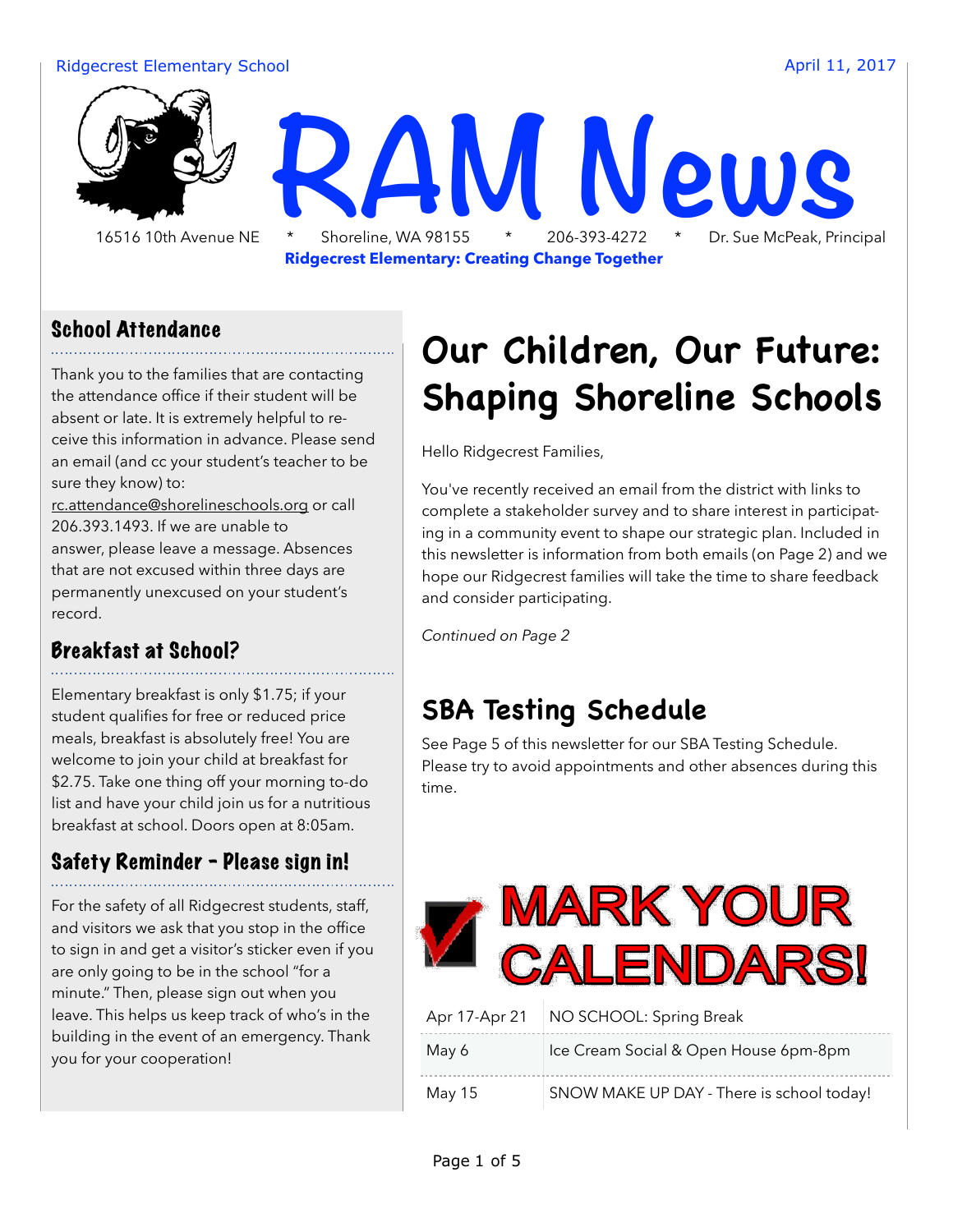Ridgecrest Elementary School

April 11, 2017

# RAM News

16516 10th Avenue NE * Shoreline, WA 98155 * 206-393-4272 * Dr. Sue McPeak, Principal

**Ridgecrest Elementary: Creating Change Together**

## Our Children, Our Future: Shaping Shoreline Schools

Hello Ridgecrest Families,

You've recently received an email from the district with links to complete a stakeholder survey and to share interest in participating in a community event to shape our strategic plan. Included in this newsletter is information from both emails (on Page 2) and we hope our Ridgecrest families will take the time to share feedback and consider participating.

*Continued on Page 2*

## SBA Testing Schedule

See Page 5 of this newsletter for our SBA Testing Schedule. Please try to avoid appointments and other absences during this time.

## MARK YOUR CALENDARS!

| | |
|---|---|
| Apr 17-Apr 21 | NO SCHOOL: Spring Break |
| May 6 | Ice Cream Social & Open House 6pm-8pm |
| May 15 | SNOW MAKE UP DAY - There is school today! |

### School Attendance

Thank you to the families that are contacting the attendance office if their student will be absent or late. It is extremely helpful to receive this information in advance. Please send an email (and cc your student's teacher to be sure they know) to: rc.attendance@shorelineschools.org or call 206.393.1493. If we are unable to answer, please leave a message. Absences that are not excused within three days are permanently unexcused on your student's record.

### Breakfast at School?

Elementary breakfast is only $1.75; if your student qualifies for free or reduced price meals, breakfast is absolutely free! You are welcome to join your child at breakfast for $2.75. Take one thing off your morning to-do list and have your child join us for a nutritious breakfast at school. Doors open at 8:05am.

### Safety Reminder - Please sign in!

For the safety of all Ridgecrest students, staff, and visitors we ask that you stop in the office to sign in and get a visitor's sticker even if you are only going to be in the school "for a minute." Then, please sign out when you leave. This helps us keep track of who's in the building in the event of an emergency. Thank you for your cooperation!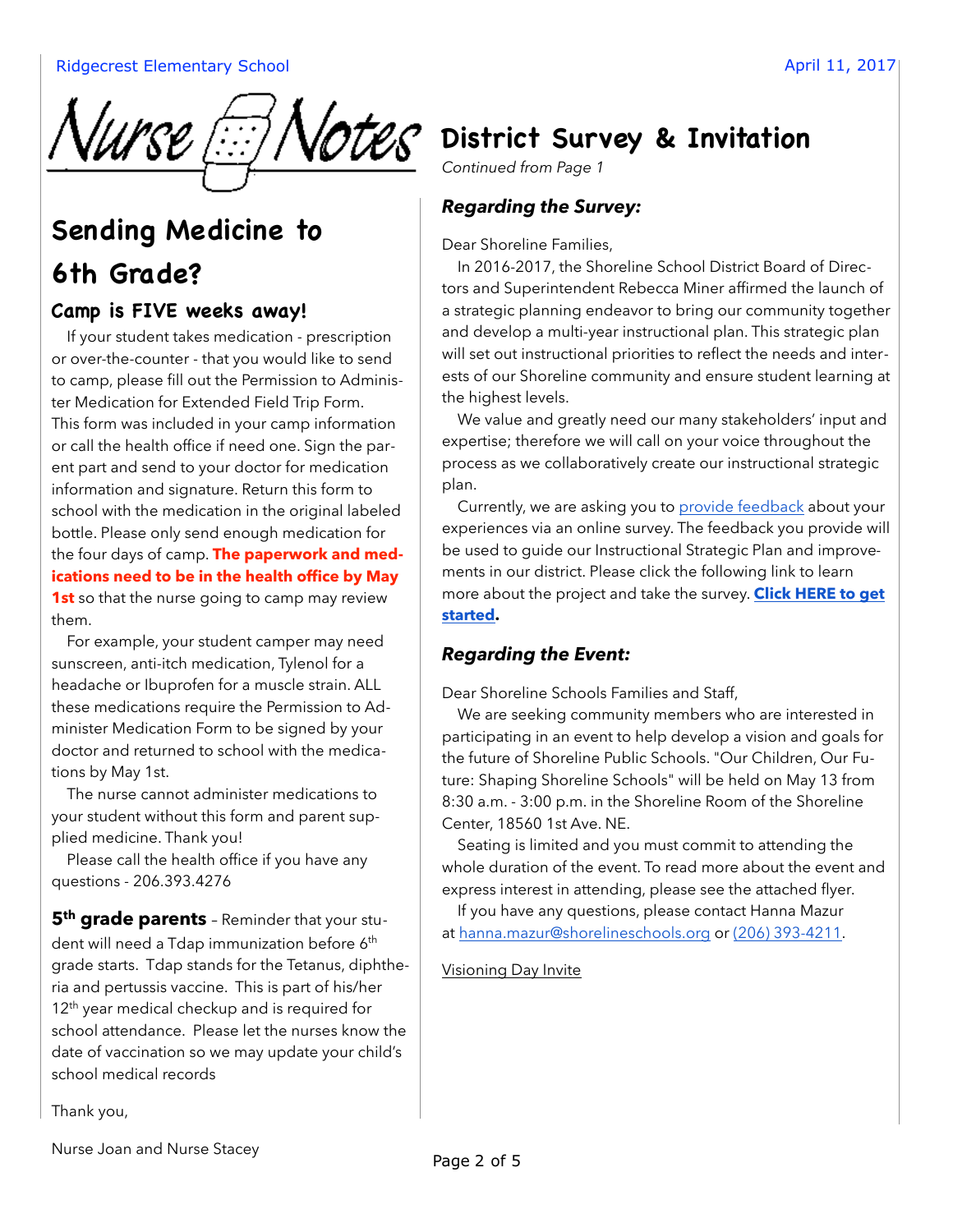# Nurse Notes

## Sending Medicine to 6th Grade?

### Camp is FIVE weeks away!

If your student takes medication - prescription or over-the-counter - that you would like to send to camp, please fill out the Permission to Administer Medication for Extended Field Trip Form. This form was included in your camp information or call the health office if need one. Sign the parent part and send to your doctor for medication information and signature. Return this form to school with the medication in the original labeled bottle. Please only send enough medication for the four days of camp. **The paperwork and medications need to be in the health office by May 1st** so that the nurse going to camp may review them.

For example, your student camper may need sunscreen, anti-itch medication, Tylenol for a headache or Ibuprofen for a muscle strain. ALL these medications require the Permission to Administer Medication Form to be signed by your doctor and returned to school with the medications by May 1st.

The nurse cannot administer medications to your student without this form and parent supplied medicine. Thank you!

Please call the health office if you have any questions - 206.393.4276

**5th grade parents** – Reminder that your student will need a Tdap immunization before 6th grade starts. Tdap stands for the Tetanus, diphtheria and pertussis vaccine. This is part of his/her 12th year medical checkup and is required for school attendance. Please let the nurses know the date of vaccination so we may update your child's school medical records

Thank you,

Nurse Joan and Nurse Stacey

## District Survey & Invitation

*Continued from Page 1*

### *Regarding the Survey:*

Dear Shoreline Families,

In 2016-2017, the Shoreline School District Board of Directors and Superintendent Rebecca Miner affirmed the launch of a strategic planning endeavor to bring our community together and develop a multi-year instructional plan. This strategic plan will set out instructional priorities to reflect the needs and interests of our Shoreline community and ensure student learning at the highest levels.

We value and greatly need our many stakeholders' input and expertise; therefore we will call on your voice throughout the process as we collaboratively create our instructional strategic plan.

Currently, we are asking you to provide feedback about your experiences via an online survey. The feedback you provide will be used to guide our Instructional Strategic Plan and improvements in our district. Please click the following link to learn more about the project and take the survey. **Click HERE to get started.**

### *Regarding the Event:*

Dear Shoreline Schools Families and Staff,

We are seeking community members who are interested in participating in an event to help develop a vision and goals for the future of Shoreline Public Schools. "Our Children, Our Future: Shaping Shoreline Schools" will be held on May 13 from 8:30 a.m. - 3:00 p.m. in the Shoreline Room of the Shoreline Center, 18560 1st Ave. NE.

Seating is limited and you must commit to attending the whole duration of the event. To read more about the event and express interest in attending, please see the attached flyer.

If you have any questions, please contact Hanna Mazur at hanna.mazur@shorelineschools.org or (206) 393-4211.

Visioning Day Invite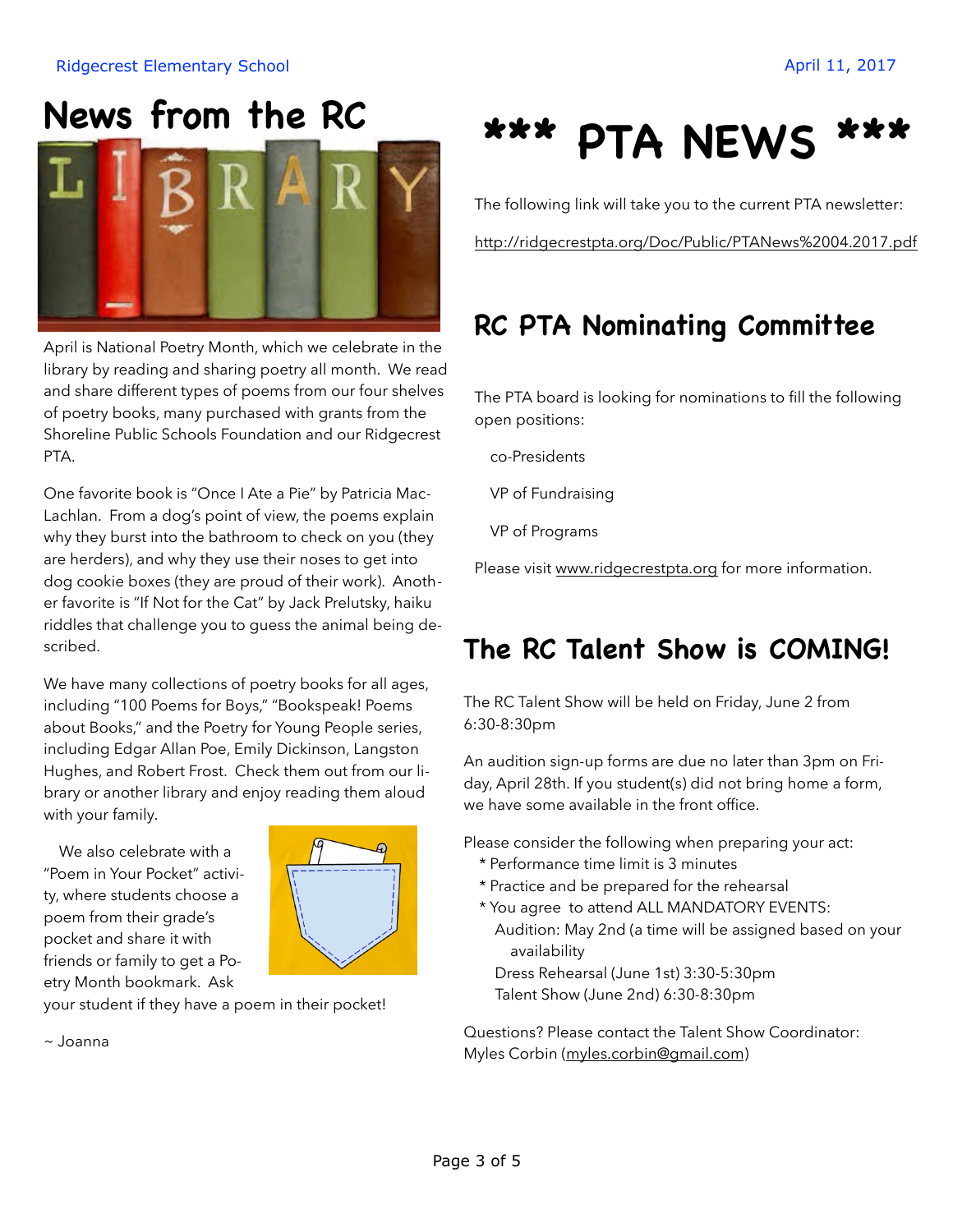## News from the RC LIBRARY

April is National Poetry Month, which we celebrate in the library by reading and sharing poetry all month. We read and share different types of poems from our four shelves of poetry books, many purchased with grants from the Shoreline Public Schools Foundation and our Ridgecrest PTA.

One favorite book is "Once I Ate a Pie" by Patricia MacLachlan. From a dog's point of view, the poems explain why they burst into the bathroom to check on you (they are herders), and why they use their noses to get into dog cookie boxes (they are proud of their work). Another favorite is "If Not for the Cat" by Jack Prelutsky, haiku riddles that challenge you to guess the animal being described.

We have many collections of poetry books for all ages, including "100 Poems for Boys," "Bookspeak! Poems about Books," and the Poetry for Young People series, including Edgar Allan Poe, Emily Dickinson, Langston Hughes, and Robert Frost. Check them out from our library or another library and enjoy reading them aloud with your family.

We also celebrate with a "Poem in Your Pocket" activity, where students choose a poem from their grade's pocket and share it with friends or family to get a Poetry Month bookmark. Ask your student if they have a poem in their pocket!

~ Joanna

# *** PTA NEWS ***

The following link will take you to the current PTA newsletter:

http://ridgecrestpta.org/Doc/Public/PTANews%2004.2017.pdf

## RC PTA Nominating Committee

The PTA board is looking for nominations to fill the following open positions:

- co-Presidents
- VP of Fundraising
- VP of Programs

Please visit www.ridgecrestpta.org for more information.

## The RC Talent Show is COMING!

The RC Talent Show will be held on Friday, June 2 from 6:30-8:30pm

An audition sign-up forms are due no later than 3pm on Friday, April 28th. If you student(s) did not bring home a form, we have some available in the front office.

Please consider the following when preparing your act:

* Performance time limit is 3 minutes
* Practice and be prepared for the rehearsal
* You agree to attend ALL MANDATORY EVENTS:
  - Audition: May 2nd (a time will be assigned based on your availability
  - Dress Rehearsal (June 1st) 3:30-5:30pm
  - Talent Show (June 2nd) 6:30-8:30pm

Questions? Please contact the Talent Show Coordinator: Myles Corbin (myles.corbin@gmail.com)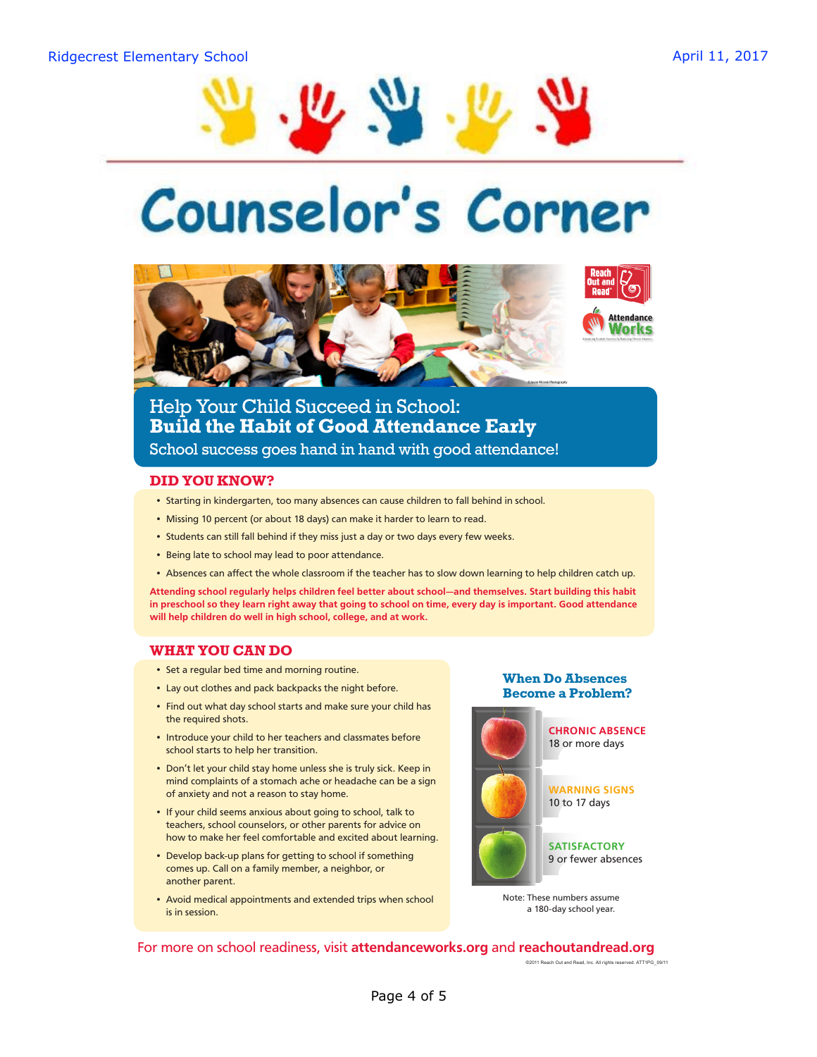Ridgecrest Elementary School

April 11, 2017

# Counselor's Corner

## Help Your Child Succeed in School: **Build the Habit of Good Attendance Early**

School success goes hand in hand with good attendance!

### DID YOU KNOW?

- Starting in kindergarten, too many absences can cause children to fall behind in school.
- Missing 10 percent (or about 18 days) can make it harder to learn to read.
- Students can still fall behind if they miss just a day or two days every few weeks.
- Being late to school may lead to poor attendance.
- Absences can affect the whole classroom if the teacher has to slow down learning to help children catch up.

**Attending school regularly helps children feel better about school—and themselves. Start building this habit in preschool so they learn right away that going to school on time, every day is important. Good attendance will help children do well in high school, college, and at work.**

### WHAT YOU CAN DO

- Set a regular bed time and morning routine.
- Lay out clothes and pack backpacks the night before.
- Find out what day school starts and make sure your child has the required shots.
- Introduce your child to her teachers and classmates before school starts to help her transition.
- Don't let your child stay home unless she is truly sick. Keep in mind complaints of a stomach ache or headache can be a sign of anxiety and not a reason to stay home.
- If your child seems anxious about going to school, talk to teachers, school counselors, or other parents for advice on how to make her feel comfortable and excited about learning.
- Develop back-up plans for getting to school if something comes up. Call on a family member, a neighbor, or another parent.
- Avoid medical appointments and extended trips when school is in session.

### When Do Absences Become a Problem?

**CHRONIC ABSENCE**
18 or more days

**WARNING SIGNS**
10 to 17 days

**SATISFACTORY**
9 or fewer absences

Note: These numbers assume a 180-day school year.

For more on school readiness, visit **attendanceworks.org** and **reachoutandread.org**

©2011 Reach Out and Read, Inc. All rights reserved. ATT1PG_09/11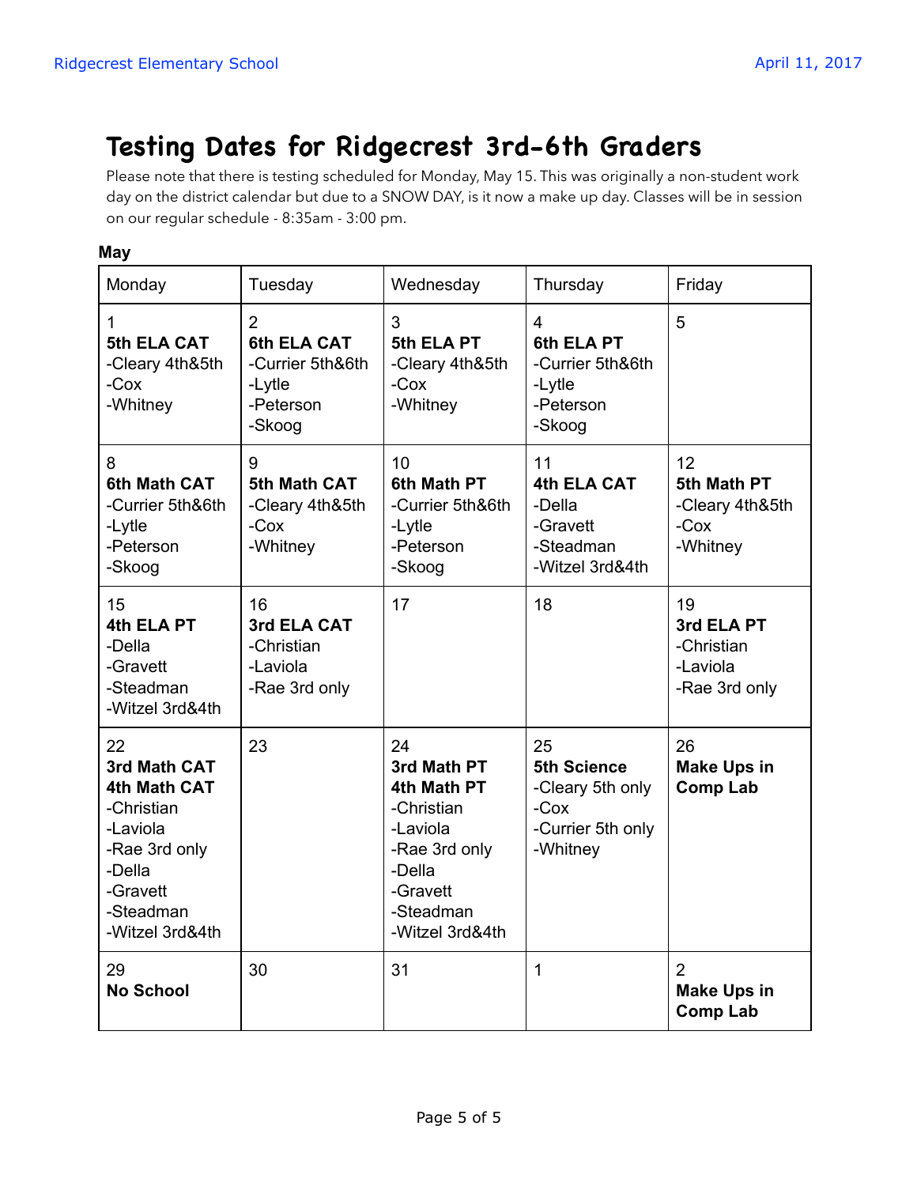# Testing Dates for Ridgecrest 3rd-6th Graders

Please note that there is testing scheduled for Monday, May 15. This was originally a non-student work day on the district calendar but due to a SNOW DAY, is it now a make up day. Classes will be in session on our regular schedule - 8:35am - 3:00 pm.

**May**

| Monday | Tuesday | Wednesday | Thursday | Friday |
|---|---|---|---|---|
| 1<br>**5th ELA CAT**<br>-Cleary 4th&5th<br>-Cox<br>-Whitney | 2<br>**6th ELA CAT**<br>-Currier 5th&6th<br>-Lytle<br>-Peterson<br>-Skoog | 3<br>**5th ELA PT**<br>-Cleary 4th&5th<br>-Cox<br>-Whitney | 4<br>**6th ELA PT**<br>-Currier 5th&6th<br>-Lytle<br>-Peterson<br>-Skoog | 5 |
| 8<br>**6th Math CAT**<br>-Currier 5th&6th<br>-Lytle<br>-Peterson<br>-Skoog | 9<br>**5th Math CAT**<br>-Cleary 4th&5th<br>-Cox<br>-Whitney | 10<br>**6th Math PT**<br>-Currier 5th&6th<br>-Lytle<br>-Peterson<br>-Skoog | 11<br>**4th ELA CAT**<br>-Della<br>-Gravett<br>-Steadman<br>-Witzel 3rd&4th | 12<br>**5th Math PT**<br>-Cleary 4th&5th<br>-Cox<br>-Whitney |
| 15<br>**4th ELA PT**<br>-Della<br>-Gravett<br>-Steadman<br>-Witzel 3rd&4th | 16<br>**3rd ELA CAT**<br>-Christian<br>-Laviola<br>-Rae 3rd only | 17 | 18 | 19<br>**3rd ELA PT**<br>-Christian<br>-Laviola<br>-Rae 3rd only |
| 22<br>**3rd Math CAT**<br>**4th Math CAT**<br>-Christian<br>-Laviola<br>-Rae 3rd only<br>-Della<br>-Gravett<br>-Steadman<br>-Witzel 3rd&4th | 23 | 24<br>**3rd Math PT**<br>**4th Math PT**<br>-Christian<br>-Laviola<br>-Rae 3rd only<br>-Della<br>-Gravett<br>-Steadman<br>-Witzel 3rd&4th | 25<br>**5th Science**<br>-Cleary 5th only<br>-Cox<br>-Currier 5th only<br>-Whitney | 26<br>**Make Ups in Comp Lab** |
| 29<br>**No School** | 30 | 31 | 1 | 2<br>**Make Ups in Comp Lab** |